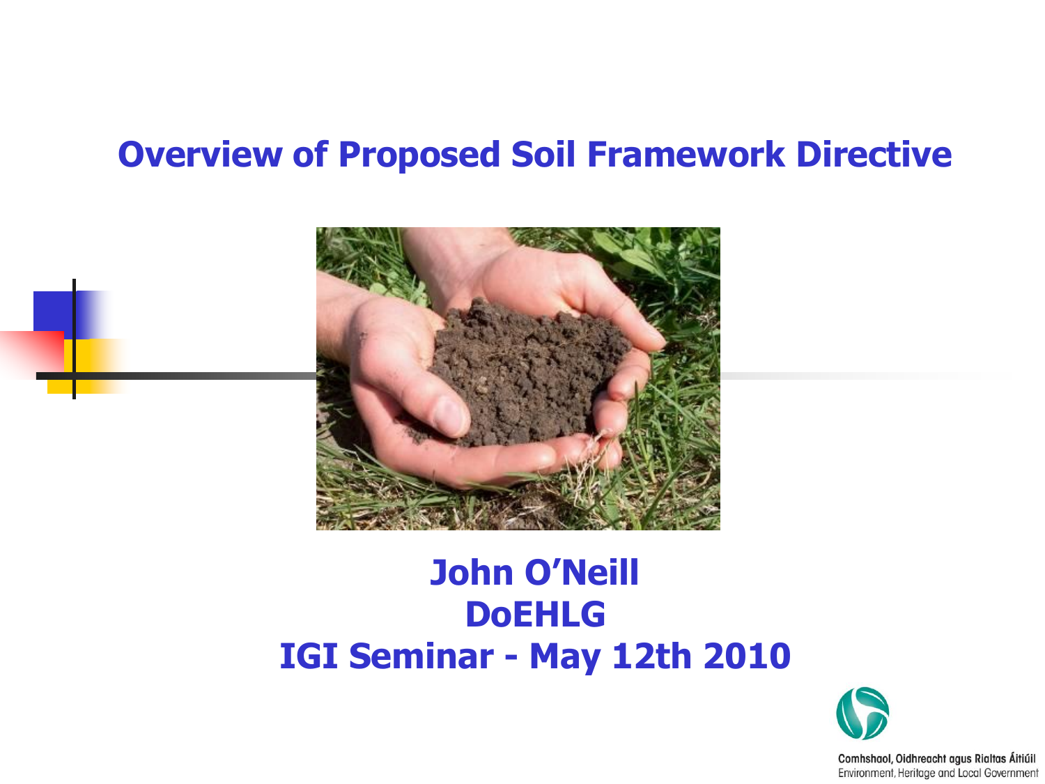# Overview of Proposed Soil Framework Directive

**John O'Neill**
**DoEHLG**
**IGI Seminar - May 12th 2010**

Comhshaol, Oidhreacht agus Rialtas Áitiúil
Environment, Heritage and Local Government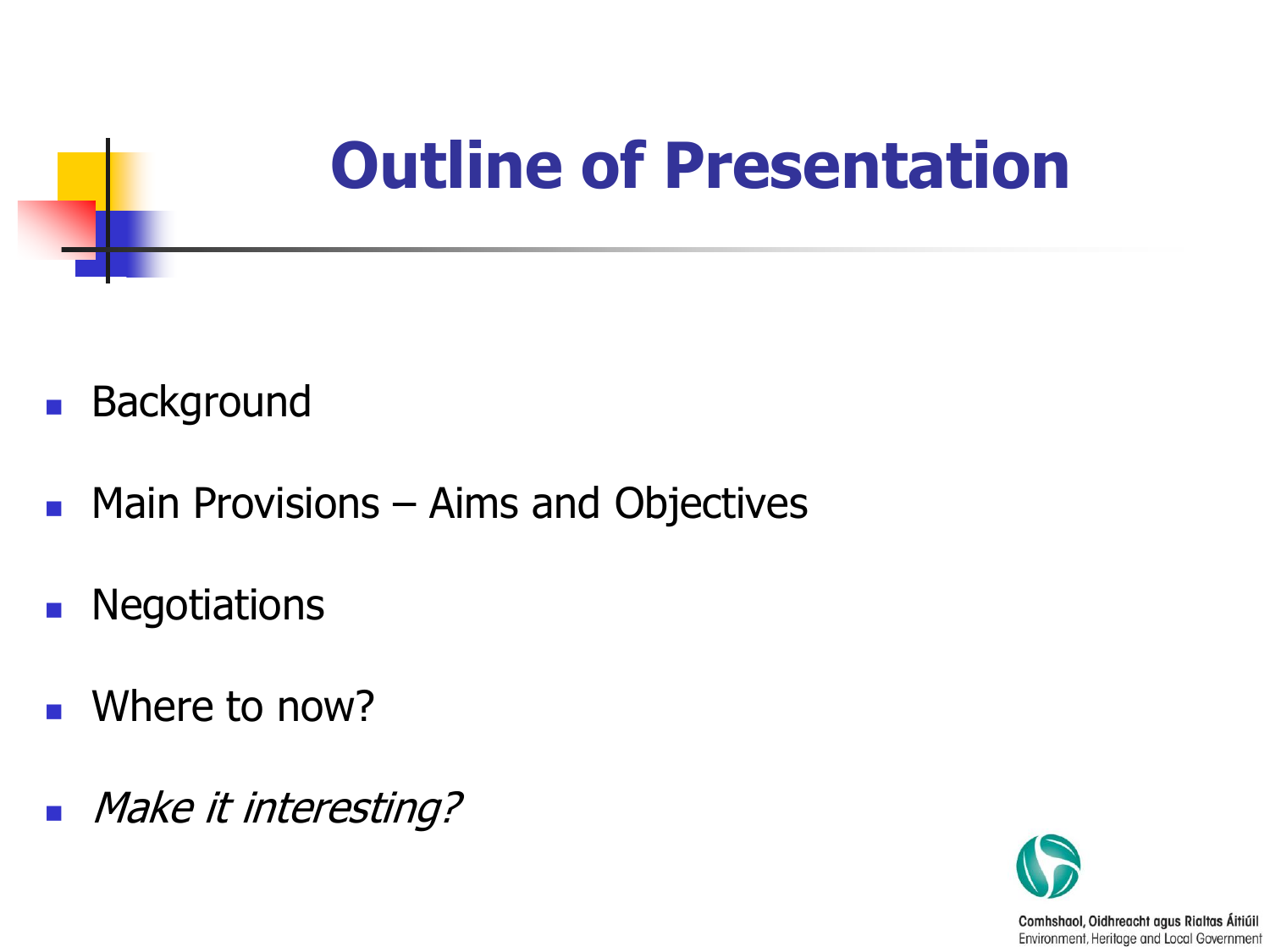# Outline of Presentation

- Background
- Main Provisions – Aims and Objectives
- Negotiations
- Where to now?
- *Make it interesting?*

Comhshaol, Oidhreacht agus Rialtas Áitiúil
Environment, Heritage and Local Government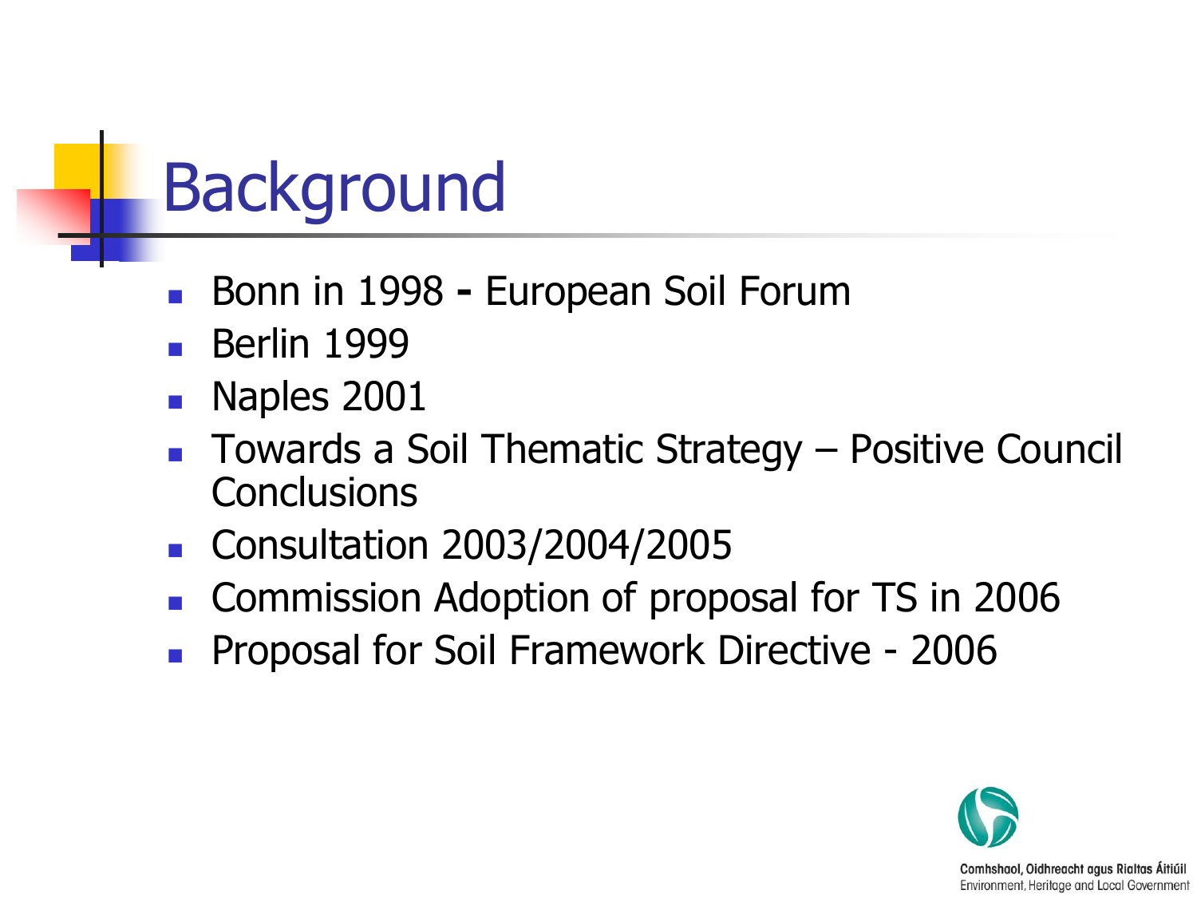# Background

- Bonn in 1998 - European Soil Forum
- Berlin 1999
- Naples 2001
- Towards a Soil Thematic Strategy – Positive Council Conclusions
- Consultation 2003/2004/2005
- Commission Adoption of proposal for TS in 2006
- Proposal for Soil Framework Directive - 2006

Comhshaol, Oidhreacht agus Rialtas Áitiúil
Environment, Heritage and Local Government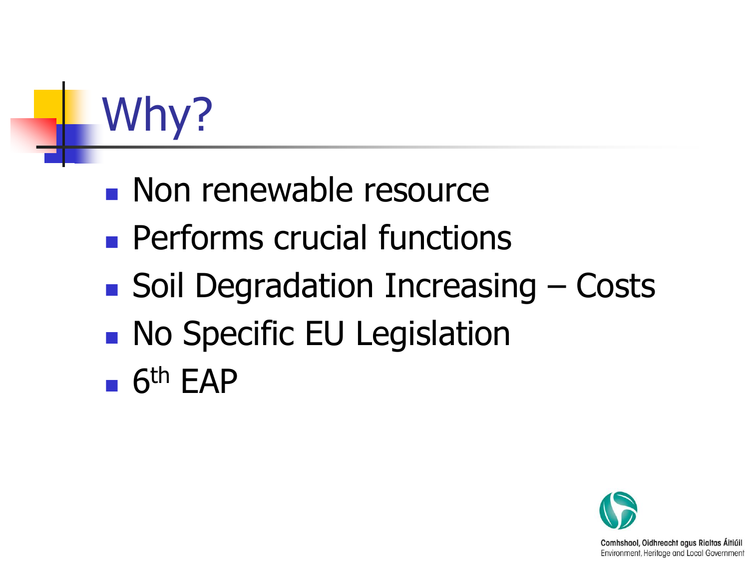# Why?

- Non renewable resource
- Performs crucial functions
- Soil Degradation Increasing – Costs
- No Specific EU Legislation
- 6th EAP

Comhshaol, Oidhreacht agus Rialtas Áitiúil
Environment, Heritage and Local Government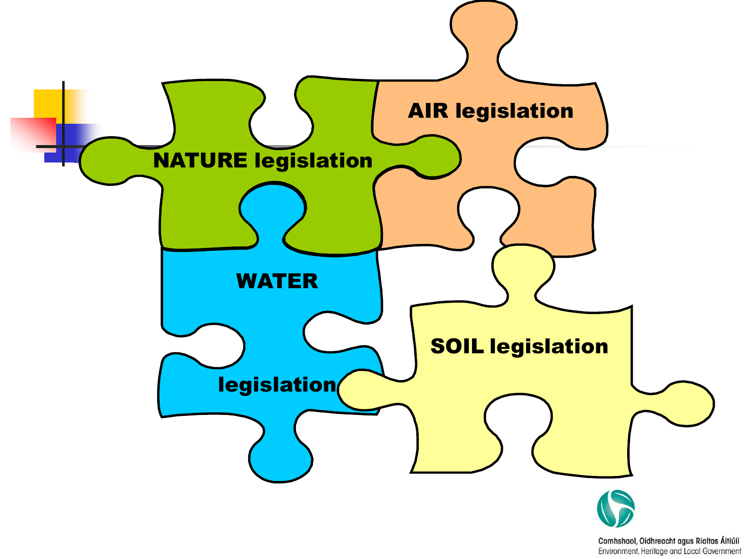NATURE legislation

AIR legislation

WATER

legislation

SOIL legislation

Comhshaol, Oidhreacht agus Rialtas Áitiúil
Environment, Heritage and Local Government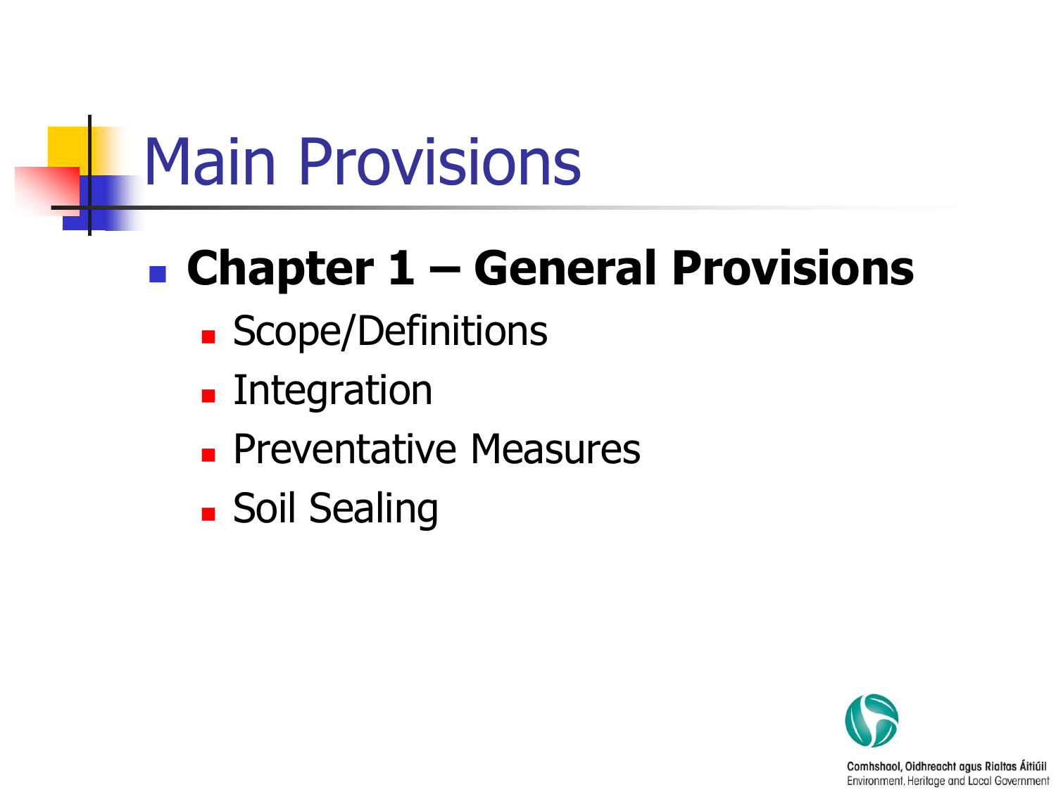# Main Provisions

- **Chapter 1 – General Provisions**
  - Scope/Definitions
  - Integration
  - Preventative Measures
  - Soil Sealing

Comhshaol, Oidhreacht agus Rialtas Áitiúil
Environment, Heritage and Local Government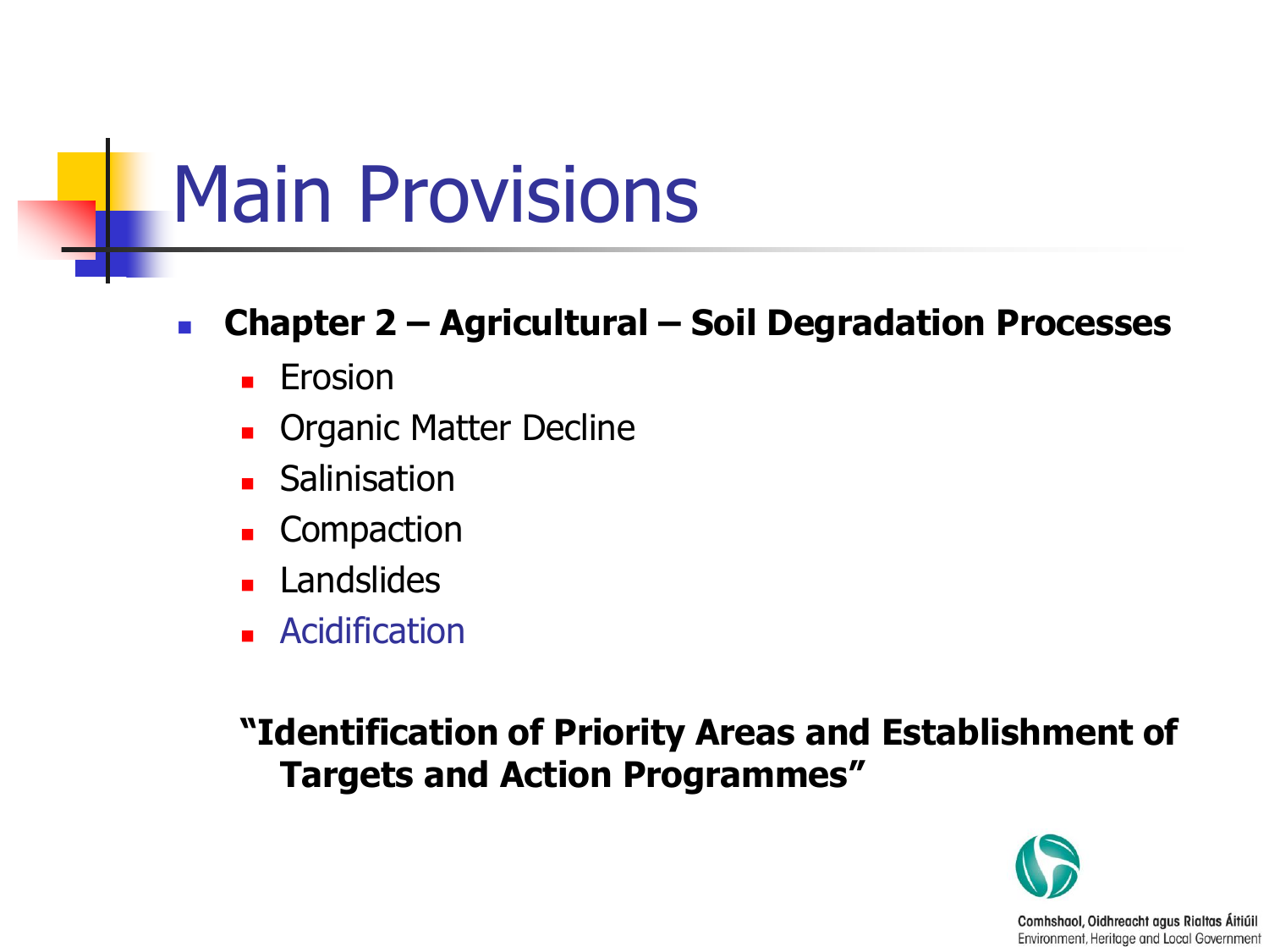# Main Provisions

- **Chapter 2 – Agricultural – Soil Degradation Processes**
  - Erosion
  - Organic Matter Decline
  - Salinisation
  - Compaction
  - Landslides
  - Acidification

**"Identification of Priority Areas and Establishment of Targets and Action Programmes"**

Comhshaol, Oidhreacht agus Rialtas Áitiúil
Environment, Heritage and Local Government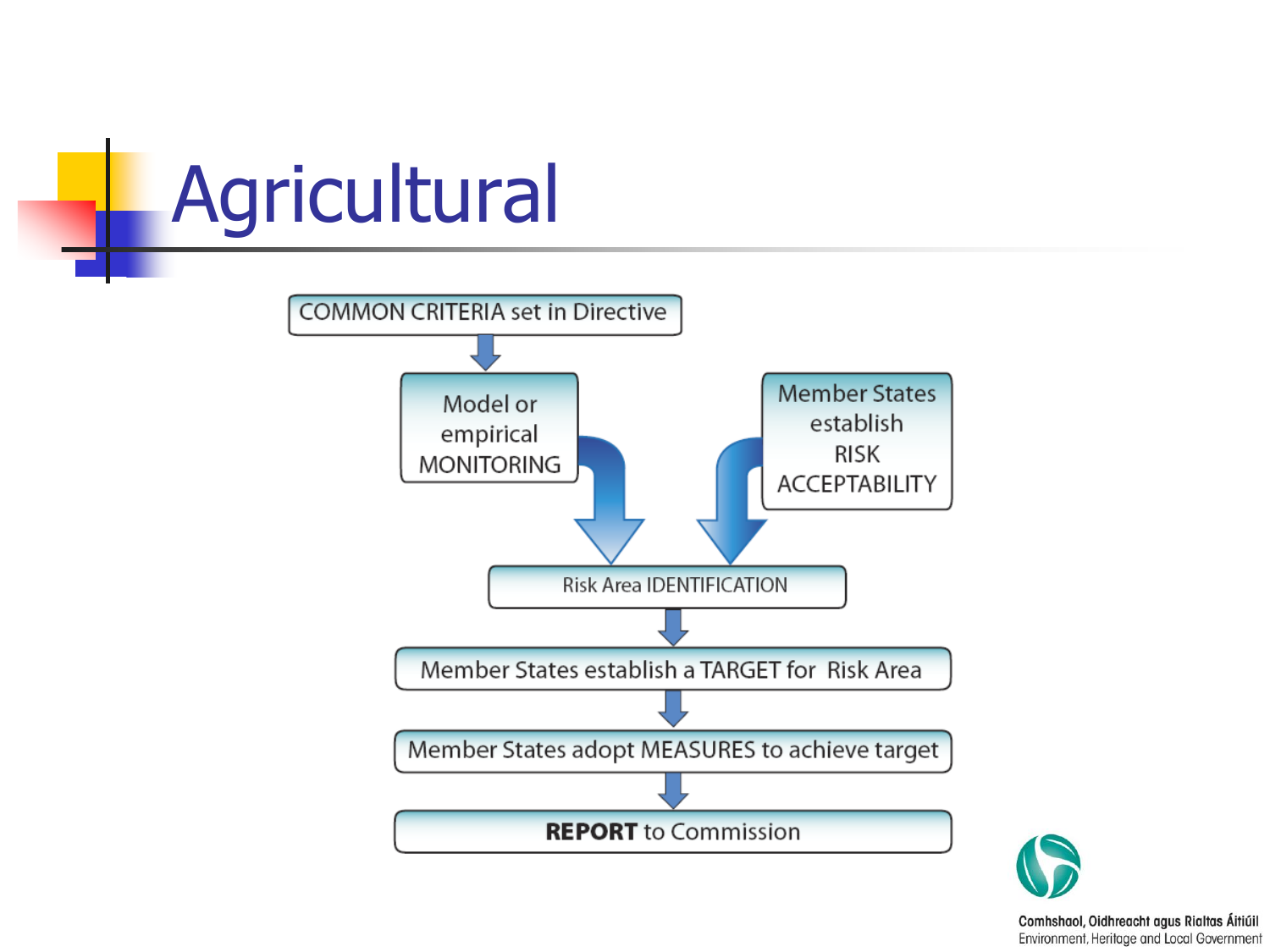# Agricultural

COMMON CRITERIA set in Directive

Model or empirical MONITORING

Member States establish RISK ACCEPTABILITY

Risk Area IDENTIFICATION

Member States establish a TARGET for Risk Area

Member States adopt MEASURES to achieve target

**REPORT** to Commission

Comhshaol, Oidhreacht agus Rialtas Áitiúil
Environment, Heritage and Local Government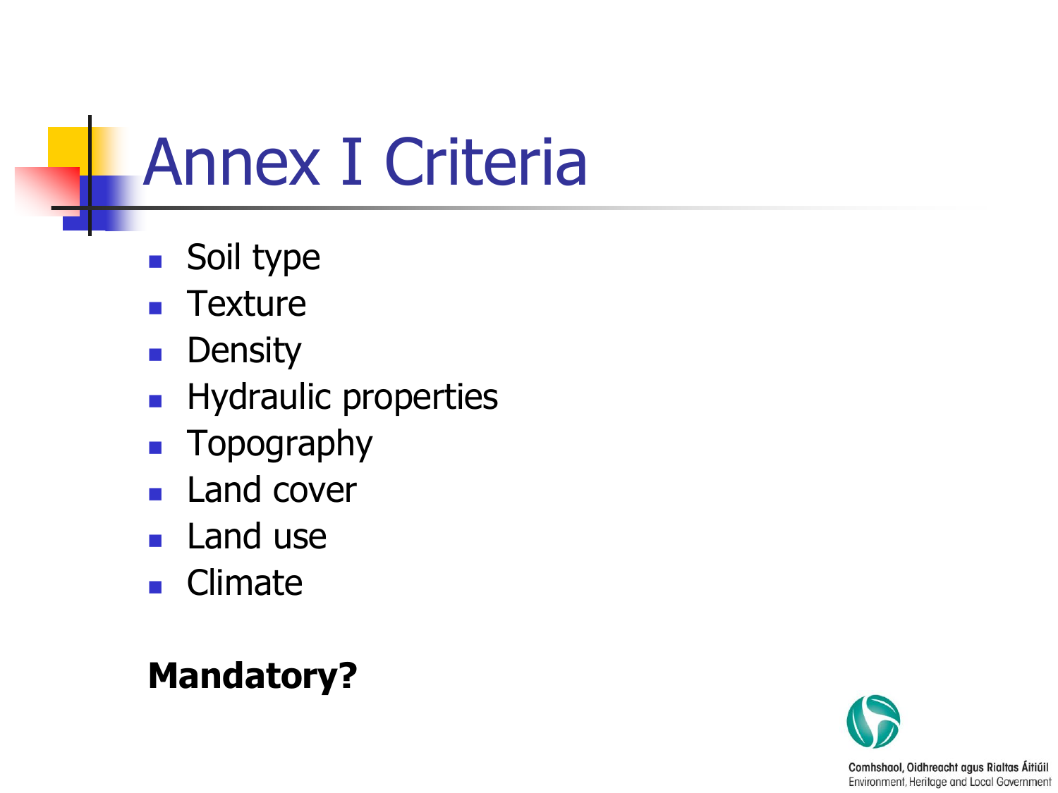# Annex I Criteria

- Soil type
- Texture
- Density
- Hydraulic properties
- Topography
- Land cover
- Land use
- Climate

**Mandatory?**

Comhshaol, Oidhreacht agus Rialtas Áitiúil
Environment, Heritage and Local Government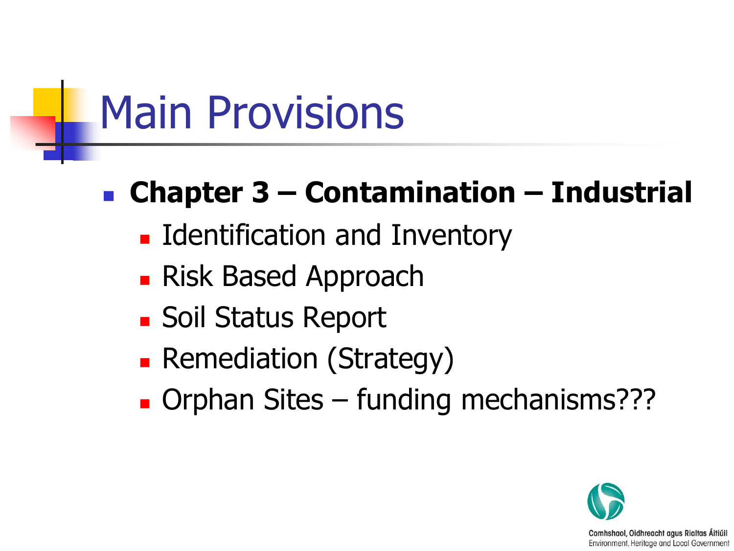# Main Provisions

- **Chapter 3 – Contamination – Industrial**
  - Identification and Inventory
  - Risk Based Approach
  - Soil Status Report
  - Remediation (Strategy)
  - Orphan Sites – funding mechanisms???

Comhshaol, Oidhreacht agus Rialtas Áitiúil
Environment, Heritage and Local Government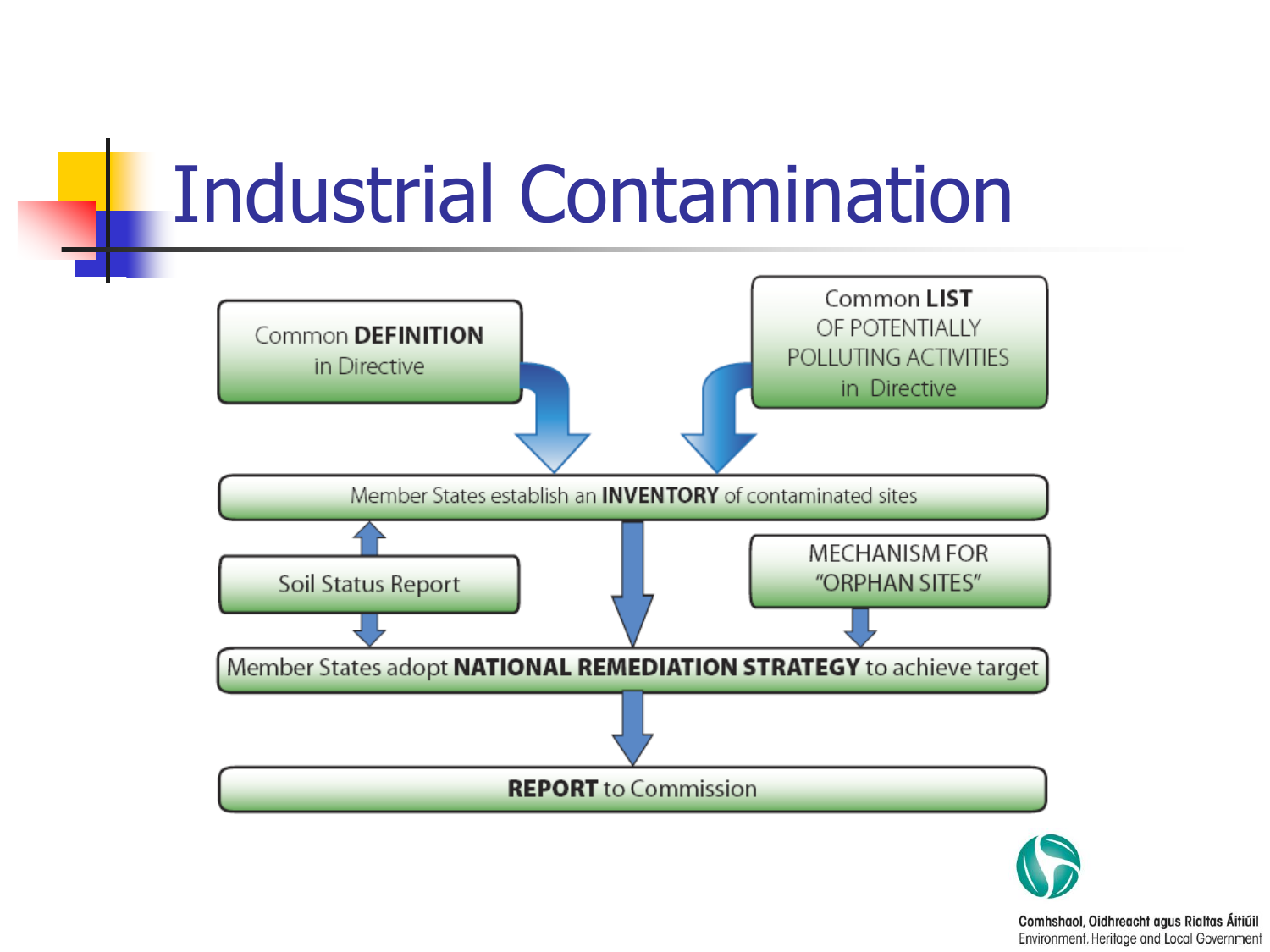# Industrial Contamination

Common **DEFINITION** in Directive

Common **LIST** OF POTENTIALLY POLLUTING ACTIVITIES in Directive

Member States establish an **INVENTORY** of contaminated sites

Soil Status Report

MECHANISM FOR "ORPHAN SITES"

Member States adopt **NATIONAL REMEDIATION STRATEGY** to achieve target

**REPORT** to Commission

Comhshaol, Oidhreacht agus Rialtas Áitiúil
Environment, Heritage and Local Government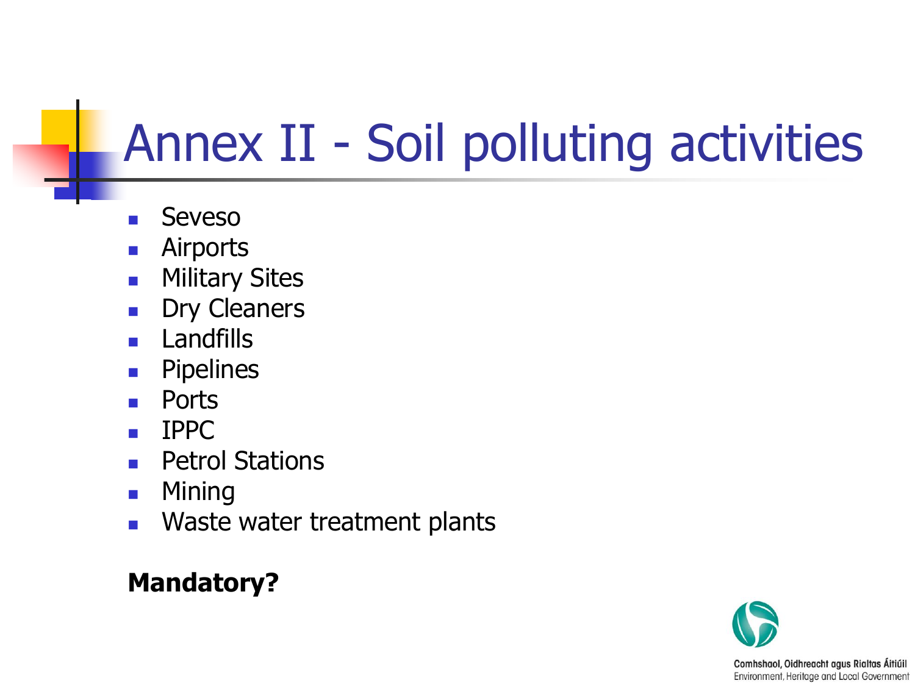# Annex II - Soil polluting activities

- Seveso
- Airports
- Military Sites
- Dry Cleaners
- Landfills
- Pipelines
- Ports
- IPPC
- Petrol Stations
- Mining
- Waste water treatment plants

**Mandatory?**

Comhshaol, Oidhreacht agus Rialtas Áitiúil
Environment, Heritage and Local Government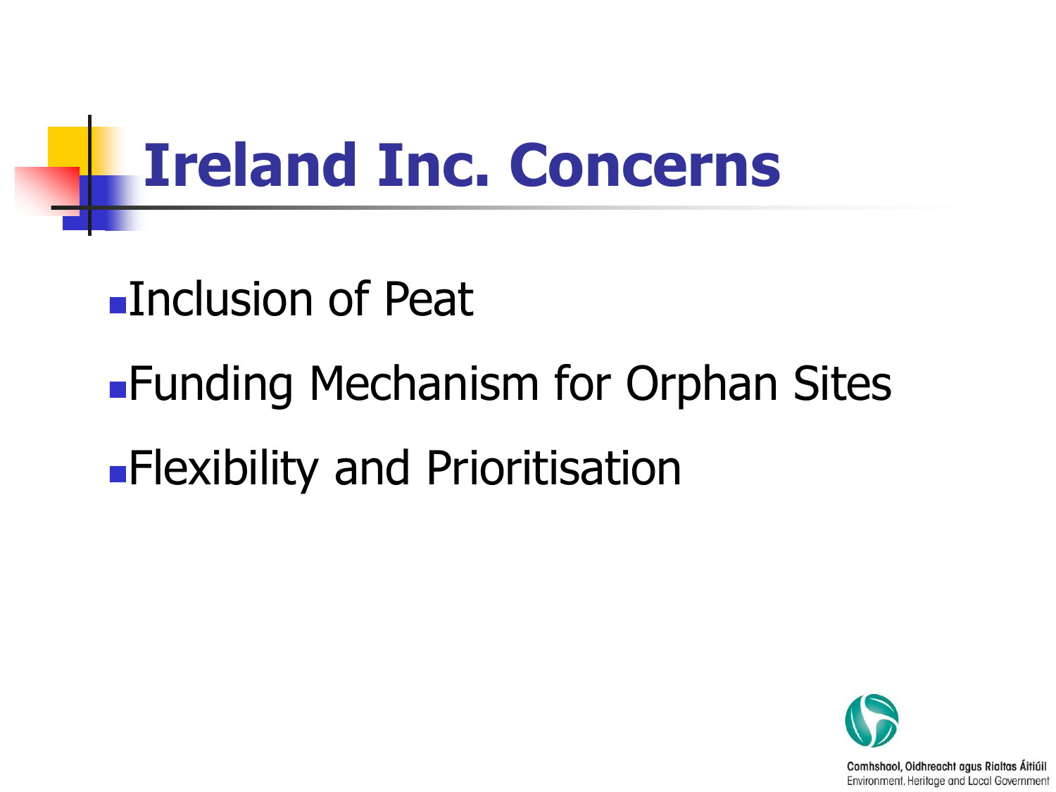# Ireland Inc. Concerns

- Inclusion of Peat
- Funding Mechanism for Orphan Sites
- Flexibility and Prioritisation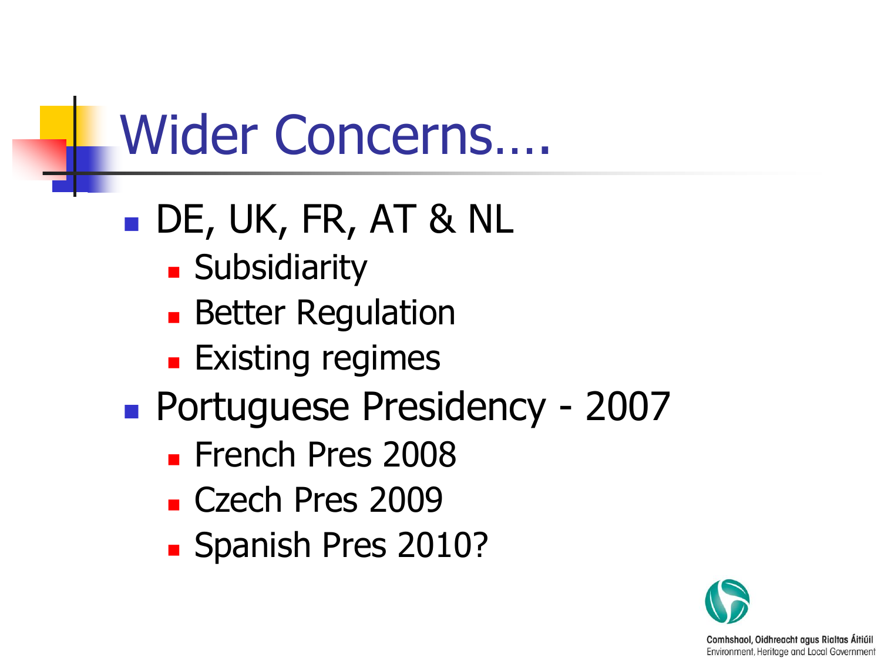# Wider Concerns….

- DE, UK, FR, AT & NL
  - Subsidiarity
  - Better Regulation
  - Existing regimes
- Portuguese Presidency - 2007
  - French Pres 2008
  - Czech Pres 2009
  - Spanish Pres 2010?

Comhshaol, Oidhreacht agus Rialtas Áitiúil
Environment, Heritage and Local Government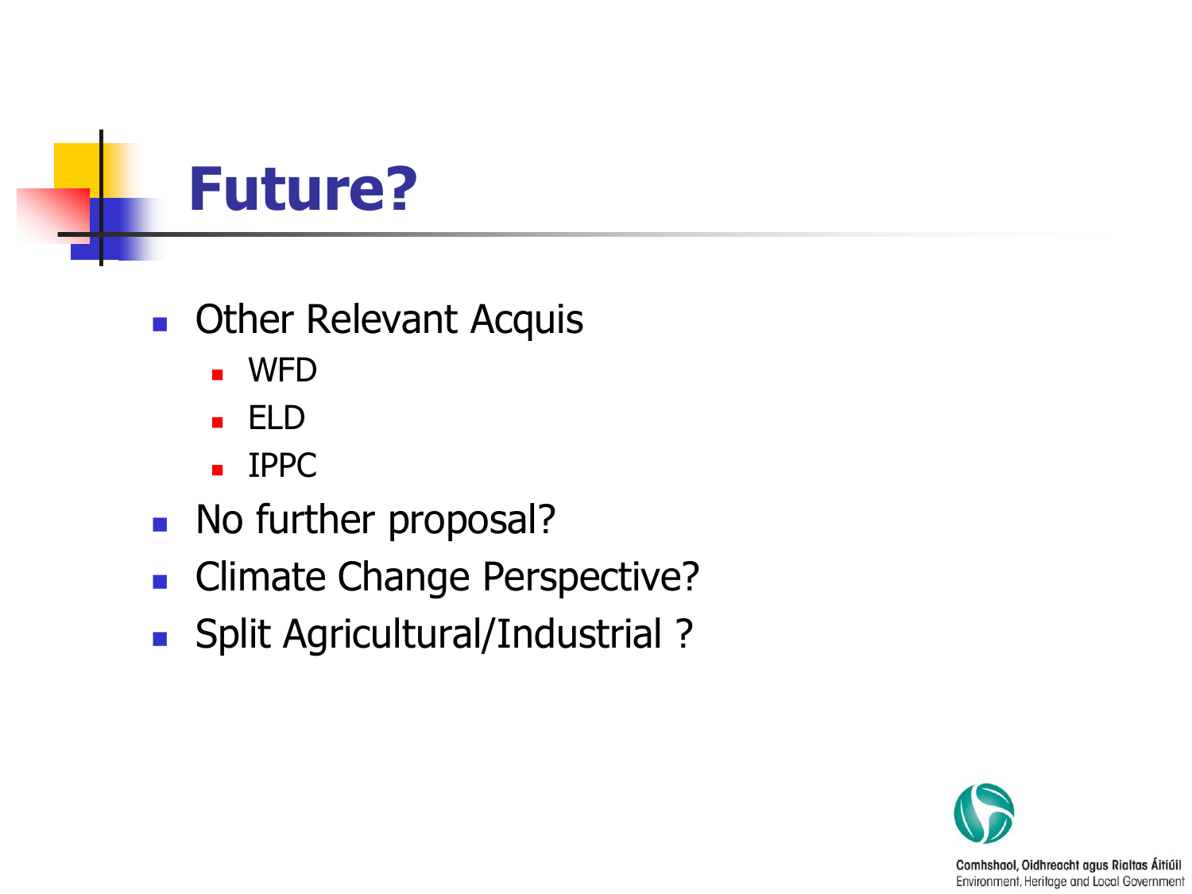# Future?

- Other Relevant Acquis
  - WFD
  - ELD
  - IPPC
- No further proposal?
- Climate Change Perspective?
- Split Agricultural/Industrial ?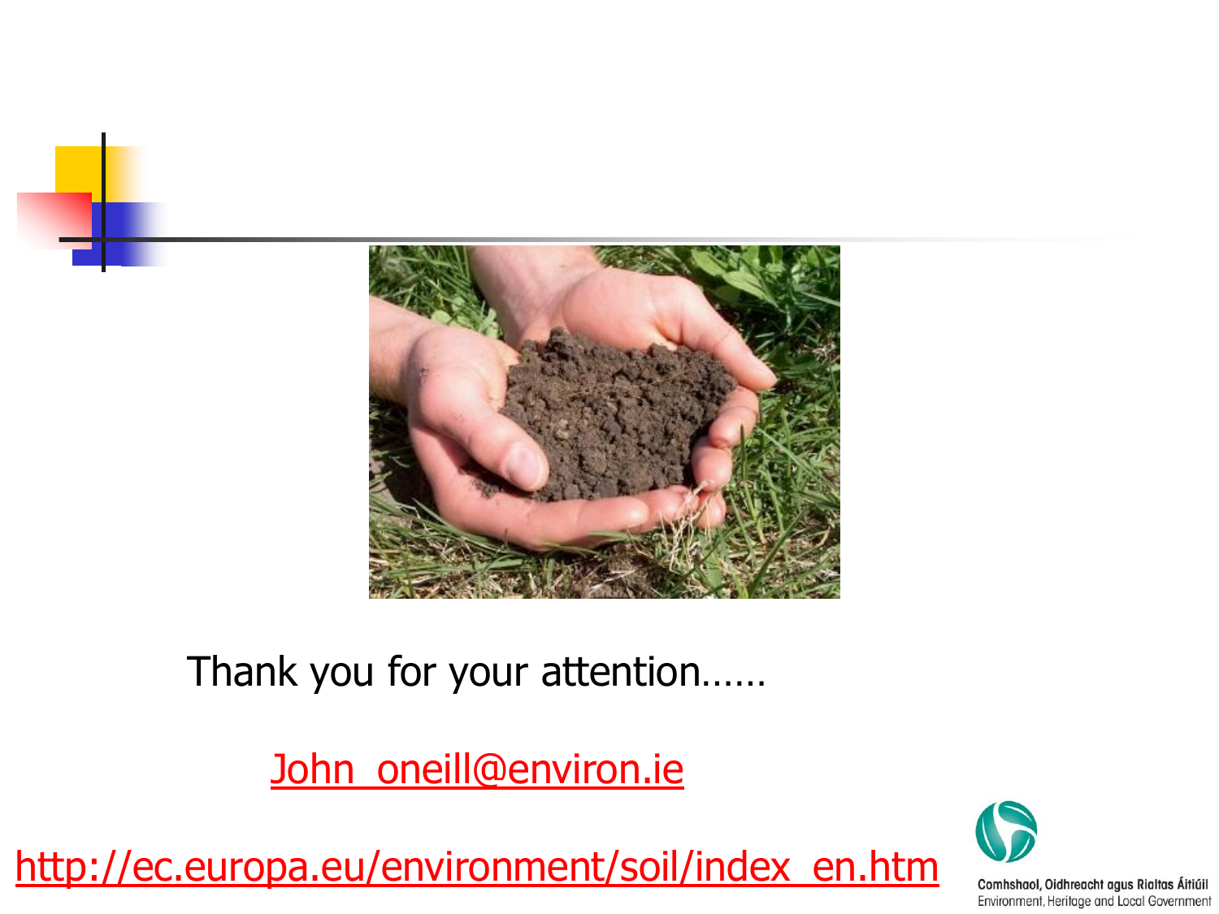Thank you for your attention……

John_oneill@environ.ie

http://ec.europa.eu/environment/soil/index_en.htm

Comhshaol, Oidhreacht agus Rialtas Áitiúil
Environment, Heritage and Local Government